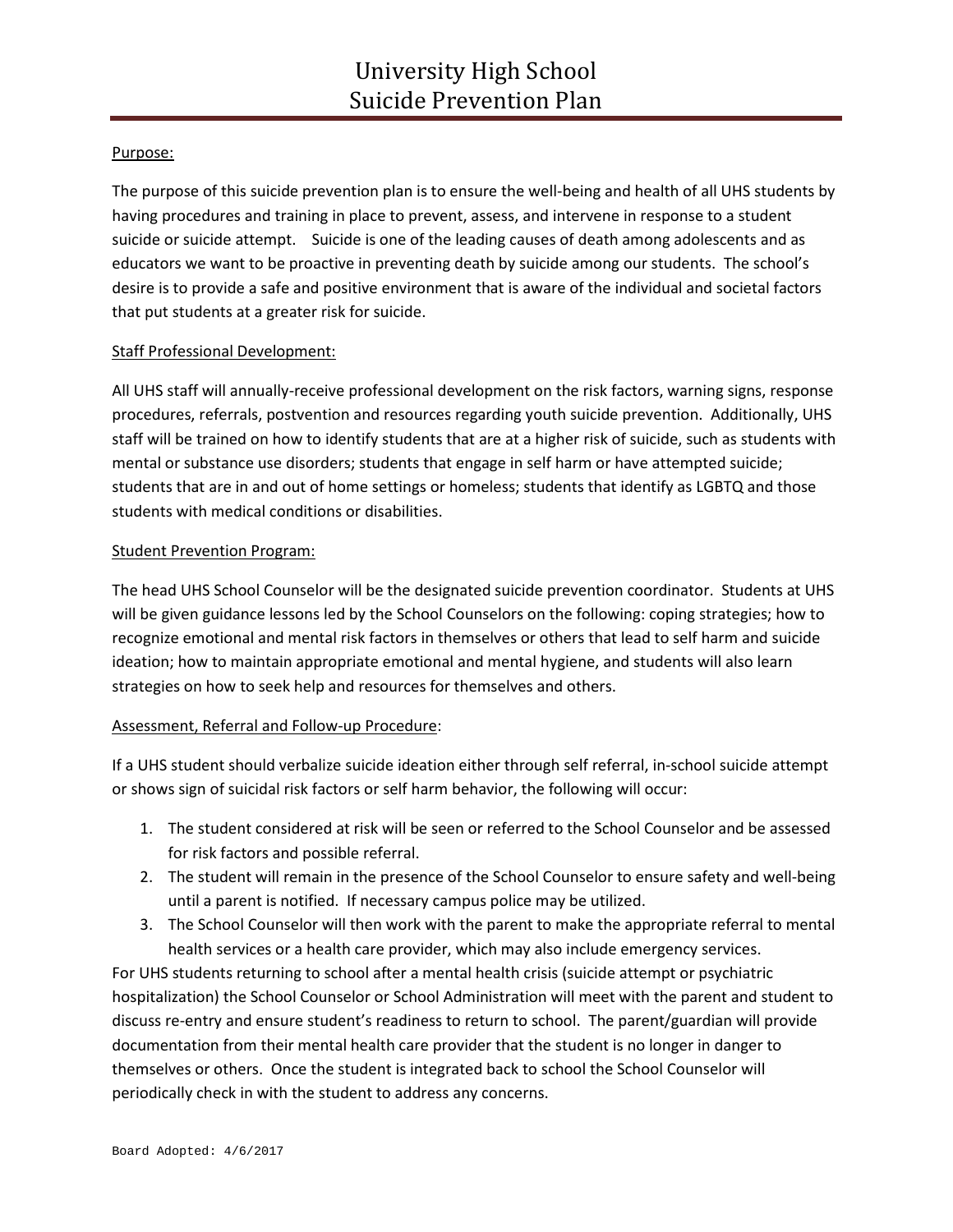# University High School
# Suicide Prevention Plan

Purpose:

The purpose of this suicide prevention plan is to ensure the well-being and health of all UHS students by having procedures and training in place to prevent, assess, and intervene in response to a student suicide or suicide attempt. Suicide is one of the leading causes of death among adolescents and as educators we want to be proactive in preventing death by suicide among our students. The school's desire is to provide a safe and positive environment that is aware of the individual and societal factors that put students at a greater risk for suicide.

Staff Professional Development:

All UHS staff will annually-receive professional development on the risk factors, warning signs, response procedures, referrals, postvention and resources regarding youth suicide prevention. Additionally, UHS staff will be trained on how to identify students that are at a higher risk of suicide, such as students with mental or substance use disorders; students that engage in self harm or have attempted suicide; students that are in and out of home settings or homeless; students that identify as LGBTQ and those students with medical conditions or disabilities.

Student Prevention Program:

The head UHS School Counselor will be the designated suicide prevention coordinator. Students at UHS will be given guidance lessons led by the School Counselors on the following: coping strategies; how to recognize emotional and mental risk factors in themselves or others that lead to self harm and suicide ideation; how to maintain appropriate emotional and mental hygiene, and students will also learn strategies on how to seek help and resources for themselves and others.

Assessment, Referral and Follow-up Procedure:

If a UHS student should verbalize suicide ideation either through self referral, in-school suicide attempt or shows sign of suicidal risk factors or self harm behavior, the following will occur:

1. The student considered at risk will be seen or referred to the School Counselor and be assessed for risk factors and possible referral.
2. The student will remain in the presence of the School Counselor to ensure safety and well-being until a parent is notified. If necessary campus police may be utilized.
3. The School Counselor will then work with the parent to make the appropriate referral to mental health services or a health care provider, which may also include emergency services.

For UHS students returning to school after a mental health crisis (suicide attempt or psychiatric hospitalization) the School Counselor or School Administration will meet with the parent and student to discuss re-entry and ensure student's readiness to return to school. The parent/guardian will provide documentation from their mental health care provider that the student is no longer in danger to themselves or others. Once the student is integrated back to school the School Counselor will periodically check in with the student to address any concerns.

Board Adopted: 4/6/2017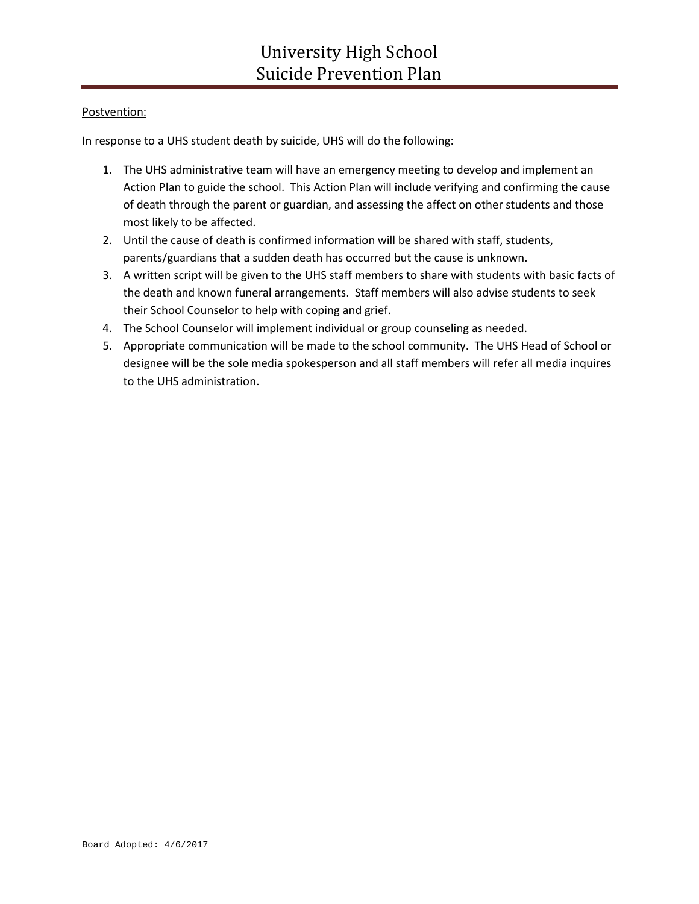# University High School
# Suicide Prevention Plan

Postvention:

In response to a UHS student death by suicide, UHS will do the following:

1. The UHS administrative team will have an emergency meeting to develop and implement an Action Plan to guide the school. This Action Plan will include verifying and confirming the cause of death through the parent or guardian, and assessing the affect on other students and those most likely to be affected.
2. Until the cause of death is confirmed information will be shared with staff, students, parents/guardians that a sudden death has occurred but the cause is unknown.
3. A written script will be given to the UHS staff members to share with students with basic facts of the death and known funeral arrangements. Staff members will also advise students to seek their School Counselor to help with coping and grief.
4. The School Counselor will implement individual or group counseling as needed.
5. Appropriate communication will be made to the school community. The UHS Head of School or designee will be the sole media spokesperson and all staff members will refer all media inquires to the UHS administration.

Board Adopted: 4/6/2017